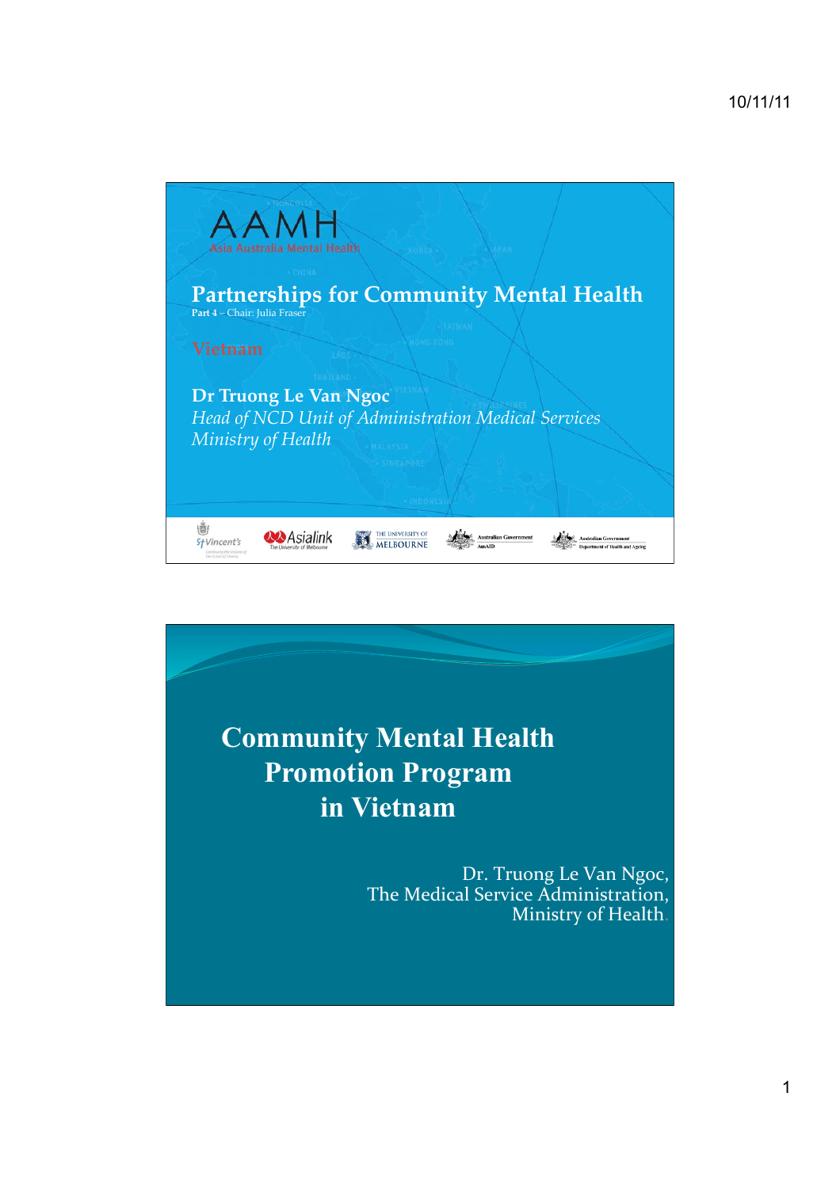# AAMH

Asia Australia Mental Health

## Partnerships for Community Mental Health

**Part 4** – Chair: Julia Fraser

Vietnam

**Dr Truong Le Van Ngoc**

*Head of NCD Unit of Administration Medical Services*

*Ministry of Health*

St Vincent's · Asialink · The University of Melbourne · Australian Government AusAID · Australian Government Department of Health and Ageing

---

# Community Mental Health Promotion Program in Vietnam

Dr. Truong Le Van Ngoc,
The Medical Service Administration,
Ministry of Health.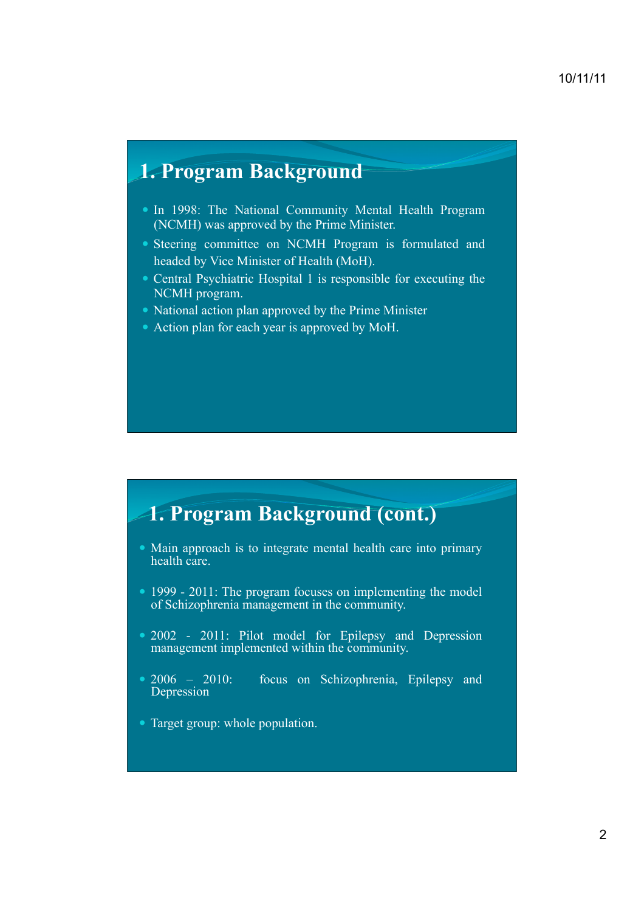# 1. Program Background

- In 1998: The National Community Mental Health Program (NCMH) was approved by the Prime Minister.
- Steering committee on NCMH Program is formulated and headed by Vice Minister of Health (MoH).
- Central Psychiatric Hospital 1 is responsible for executing the NCMH program.
- National action plan approved by the Prime Minister
- Action plan for each year is approved by MoH.

# 1. Program Background (cont.)

- Main approach is to integrate mental health care into primary health care.
- 1999 - 2011: The program focuses on implementing the model of Schizophrenia management in the community.
- 2002 - 2011: Pilot model for Epilepsy and Depression management implemented within the community.
- 2006 – 2010: focus on Schizophrenia, Epilepsy and Depression
- Target group: whole population.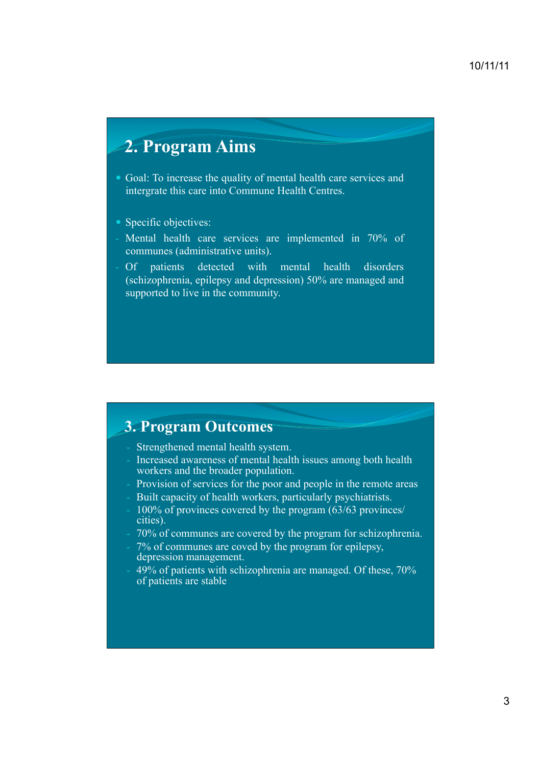## 2. Program Aims

- Goal: To increase the quality of mental health care services and intergrate this care into Commune Health Centres.

- Specific objectives:
  - Mental health care services are implemented in 70% of communes (administrative units).
  - Of patients detected with mental health disorders (schizophrenia, epilepsy and depression) 50% are managed and supported to live in the community.

## 3. Program Outcomes

- Strengthened mental health system.
- Increased awareness of mental health issues among both health workers and the broader population.
- Provision of services for the poor and people in the remote areas
- Built capacity of health workers, particularly psychiatrists.
- 100% of provinces covered by the program (63/63 provinces/ cities).
- 70% of communes are covered by the program for schizophrenia.
- 7% of communes are coved by the program for epilepsy, depression management.
- 49% of patients with schizophrenia are managed. Of these, 70% of patients are stable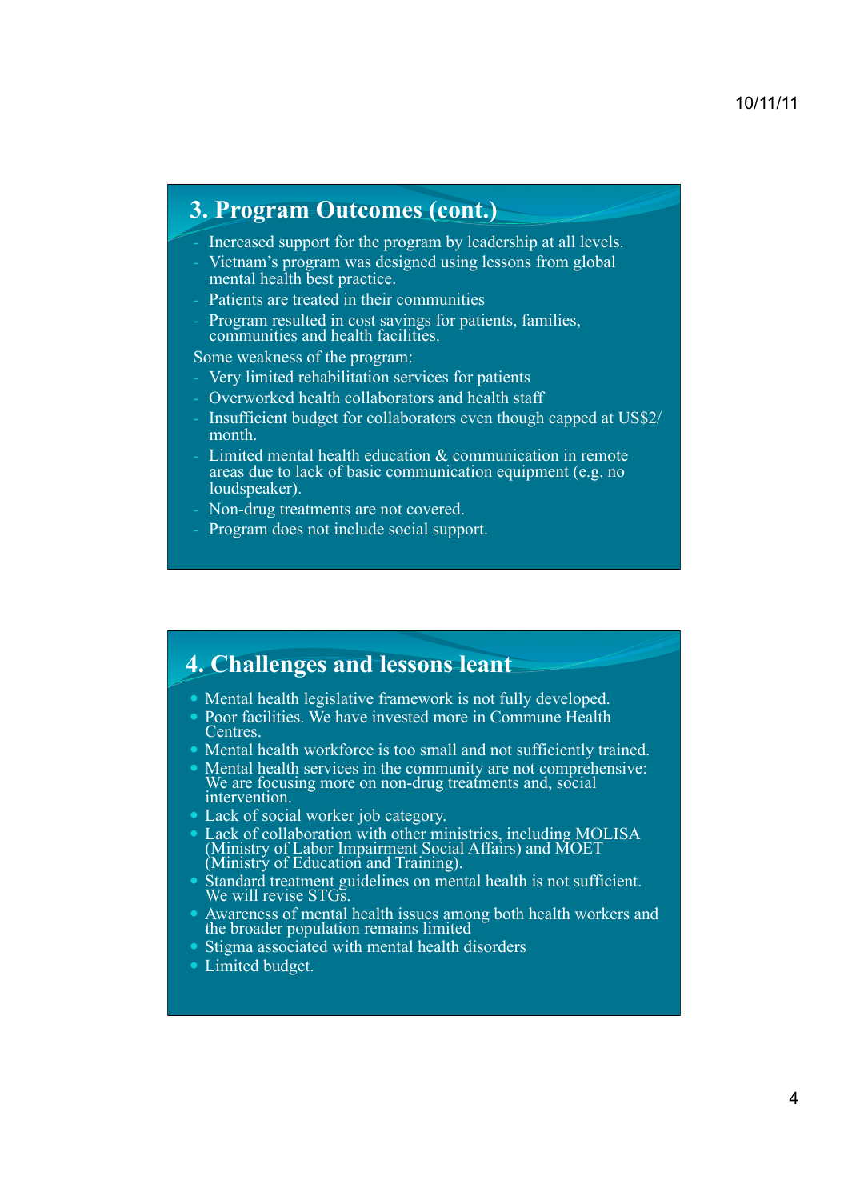## 3. Program Outcomes (cont.)

- Increased support for the program by leadership at all levels.
- Vietnam's program was designed using lessons from global mental health best practice.
- Patients are treated in their communities
- Program resulted in cost savings for patients, families, communities and health facilities.

Some weakness of the program:

- Very limited rehabilitation services for patients
- Overworked health collaborators and health staff
- Insufficient budget for collaborators even though capped at US$2/ month.
- Limited mental health education & communication in remote areas due to lack of basic communication equipment (e.g. no loudspeaker).
- Non-drug treatments are not covered.
- Program does not include social support.

## 4. Challenges and lessons leant

- Mental health legislative framework is not fully developed.
- Poor facilities. We have invested more in Commune Health Centres.
- Mental health workforce is too small and not sufficiently trained.
- Mental health services in the community are not comprehensive: We are focusing more on non-drug treatments and, social intervention.
- Lack of social worker job category.
- Lack of collaboration with other ministries, including MOLISA (Ministry of Labor Impairment Social Affairs) and MOET (Ministry of Education and Training).
- Standard treatment guidelines on mental health is not sufficient. We will revise STGs.
- Awareness of mental health issues among both health workers and the broader population remains limited
- Stigma associated with mental health disorders
- Limited budget.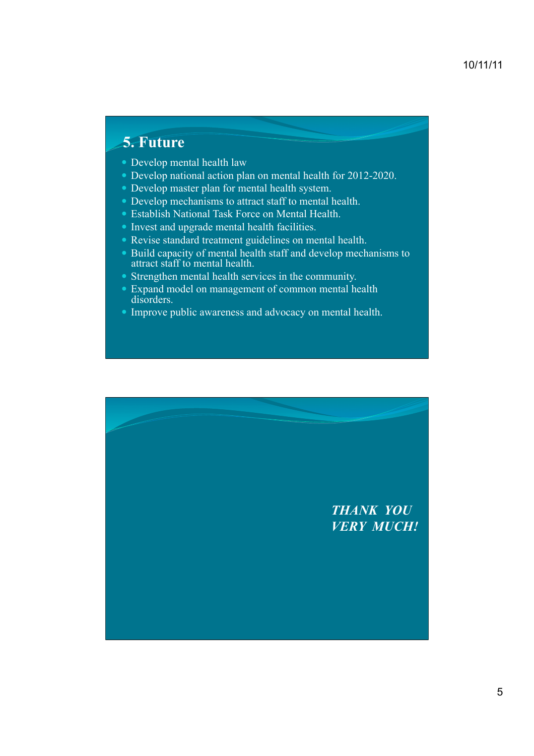## 5. Future

- Develop mental health law
- Develop national action plan on mental health for 2012-2020.
- Develop master plan for mental health system.
- Develop mechanisms to attract staff to mental health.
- Establish National Task Force on Mental Health.
- Invest and upgrade mental health facilities.
- Revise standard treatment guidelines on mental health.
- Build capacity of mental health staff and develop mechanisms to attract staff to mental health.
- Strengthen mental health services in the community.
- Expand model on management of common mental health disorders.
- Improve public awareness and advocacy on mental health.

***THANK YOU VERY MUCH!***